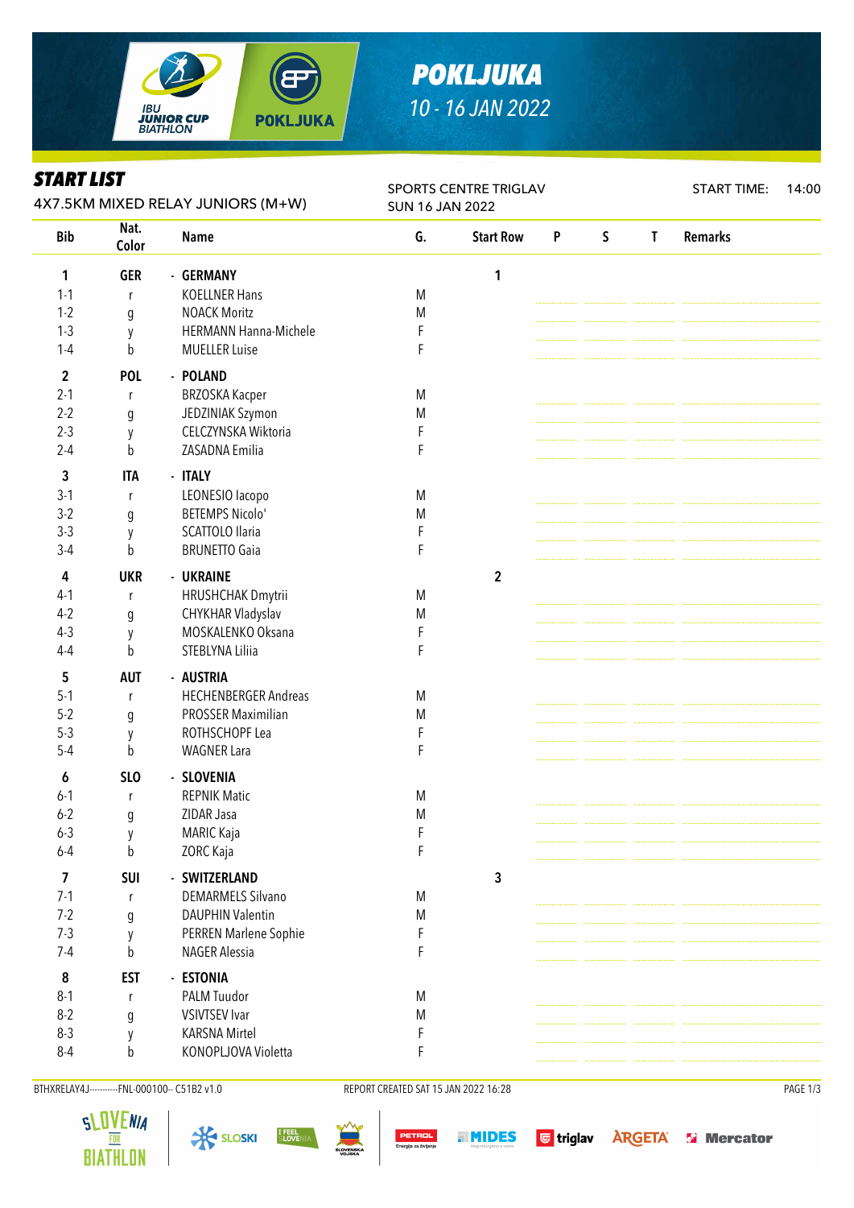# POKLJUKA

*10 - 16 JAN 2022*

## START LIST

4X7.5KM MIXED RELAY JUNIORS (M+W)

SPORTS CENTRE TRIGLAV
SUN 16 JAN 2022

START TIME: 14:00

| Bib | Nat. Color | Name | G. | Start Row | P | S | T | Remarks |
|---|---|---|---|---|---|---|---|---|
| 1 | GER | - GERMANY | | 1 | | | | |
| 1-1 | r | KOELLNER Hans | M | | | | | |
| 1-2 | g | NOACK Moritz | M | | | | | |
| 1-3 | y | HERMANN Hanna-Michele | F | | | | | |
| 1-4 | b | MUELLER Luise | F | | | | | |
| 2 | POL | - POLAND | | | | | | |
| 2-1 | r | BRZOSKA Kacper | M | | | | | |
| 2-2 | g | JEDZINIAK Szymon | M | | | | | |
| 2-3 | y | CELCZYNSKA Wiktoria | F | | | | | |
| 2-4 | b | ZASADNA Emilia | F | | | | | |
| 3 | ITA | - ITALY | | | | | | |
| 3-1 | r | LEONESIO Iacopo | M | | | | | |
| 3-2 | g | BETEMPS Nicolo' | M | | | | | |
| 3-3 | y | SCATTOLO Ilaria | F | | | | | |
| 3-4 | b | BRUNETTO Gaia | F | | | | | |
| 4 | UKR | - UKRAINE | | 2 | | | | |
| 4-1 | r | HRUSHCHAK Dmytrii | M | | | | | |
| 4-2 | g | CHYKHAR Vladyslav | M | | | | | |
| 4-3 | y | MOSKALENKO Oksana | F | | | | | |
| 4-4 | b | STEBLYNA Liliia | F | | | | | |
| 5 | AUT | - AUSTRIA | | | | | | |
| 5-1 | r | HECHENBERGER Andreas | M | | | | | |
| 5-2 | g | PROSSER Maximilian | M | | | | | |
| 5-3 | y | ROTHSCHOPF Lea | F | | | | | |
| 5-4 | b | WAGNER Lara | F | | | | | |
| 6 | SLO | - SLOVENIA | | | | | | |
| 6-1 | r | REPNIK Matic | M | | | | | |
| 6-2 | g | ZIDAR Jasa | M | | | | | |
| 6-3 | y | MARIC Kaja | F | | | | | |
| 6-4 | b | ZORC Kaja | F | | | | | |
| 7 | SUI | - SWITZERLAND | | 3 | | | | |
| 7-1 | r | DEMARMELS Silvano | M | | | | | |
| 7-2 | g | DAUPHIN Valentin | M | | | | | |
| 7-3 | y | PERREN Marlene Sophie | F | | | | | |
| 7-4 | b | NAGER Alessia | F | | | | | |
| 8 | EST | - ESTONIA | | | | | | |
| 8-1 | r | PALM Tuudor | M | | | | | |
| 8-2 | g | VSIVTSEV Ivar | M | | | | | |
| 8-3 | y | KARSNA Mirtel | F | | | | | |
| 8-4 | b | KONOPLJOVA Violetta | F | | | | | |

BTHXRELAY4J-----------FNL-000100-- C51B2 v1.0 REPORT CREATED SAT 15 JAN 2022 16:28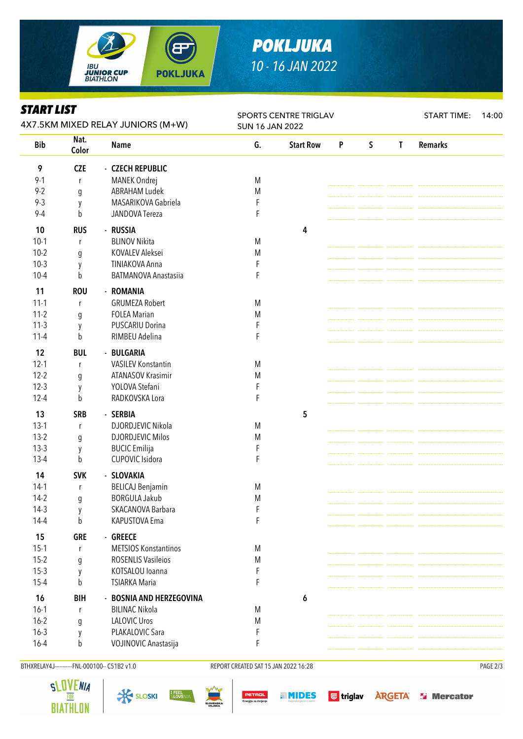# POKLJUKA

10 - 16 JAN 2022

## START LIST

4X7.5KM MIXED RELAY JUNIORS (M+W)

SPORTS CENTRE TRIGLAV
SUN 16 JAN 2022

START TIME: 14:00

| Bib | Nat. Color | Name | G. | Start Row | P | S | T | Remarks |
|---|---|---|---|---|---|---|---|---|
| **9** | **CZE** | **- CZECH REPUBLIC** | | | | | | |
| 9-1 | r | MANEK Ondrej | M | | | | | |
| 9-2 | g | ABRAHAM Ludek | M | | | | | |
| 9-3 | y | MASARIKOVA Gabriela | F | | | | | |
| 9-4 | b | JANDOVA Tereza | F | | | | | |
| **10** | **RUS** | **- RUSSIA** | | **4** | | | | |
| 10-1 | r | BLINOV Nikita | M | | | | | |
| 10-2 | g | KOVALEV Aleksei | M | | | | | |
| 10-3 | y | TINIAKOVA Anna | F | | | | | |
| 10-4 | b | BATMANOVA Anastasiia | F | | | | | |
| **11** | **ROU** | **- ROMANIA** | | | | | | |
| 11-1 | r | GRUMEZA Robert | M | | | | | |
| 11-2 | g | FOLEA Marian | M | | | | | |
| 11-3 | y | PUSCARIU Dorina | F | | | | | |
| 11-4 | b | RIMBEU Adelina | F | | | | | |
| **12** | **BUL** | **- BULGARIA** | | | | | | |
| 12-1 | r | VASILEV Konstantin | M | | | | | |
| 12-2 | g | ATANASOV Krasimir | M | | | | | |
| 12-3 | y | YOLOVA Stefani | F | | | | | |
| 12-4 | b | RADKOVSKA Lora | F | | | | | |
| **13** | **SRB** | **- SERBIA** | | **5** | | | | |
| 13-1 | r | DJORDJEVIC Nikola | M | | | | | |
| 13-2 | g | DJORDJEVIC Milos | M | | | | | |
| 13-3 | y | BUCIC Emilija | F | | | | | |
| 13-4 | b | CUPOVIC Isidora | F | | | | | |
| **14** | **SVK** | **- SLOVAKIA** | | | | | | |
| 14-1 | r | BELICAJ Benjamin | M | | | | | |
| 14-2 | g | BORGULA Jakub | M | | | | | |
| 14-3 | y | SKACANOVA Barbara | F | | | | | |
| 14-4 | b | KAPUSTOVA Ema | F | | | | | |
| **15** | **GRE** | **- GREECE** | | | | | | |
| 15-1 | r | METSIOS Konstantinos | M | | | | | |
| 15-2 | g | ROSENLIS Vasileios | M | | | | | |
| 15-3 | y | KOTSALOU Ioanna | F | | | | | |
| 15-4 | b | TSIARKA Maria | F | | | | | |
| **16** | **BIH** | **- BOSNIA AND HERZEGOVINA** | | **6** | | | | |
| 16-1 | r | BILINAC Nikola | M | | | | | |
| 16-2 | g | LALOVIC Uros | M | | | | | |
| 16-3 | y | PLAKALOVIC Sara | F | | | | | |
| 16-4 | b | VOJINOVIC Anastasija | F | | | | | |

BTHXRELAY4J-----------FNL-000100-- C51B2 v1.0    REPORT CREATED SAT 15 JAN 2022 16:28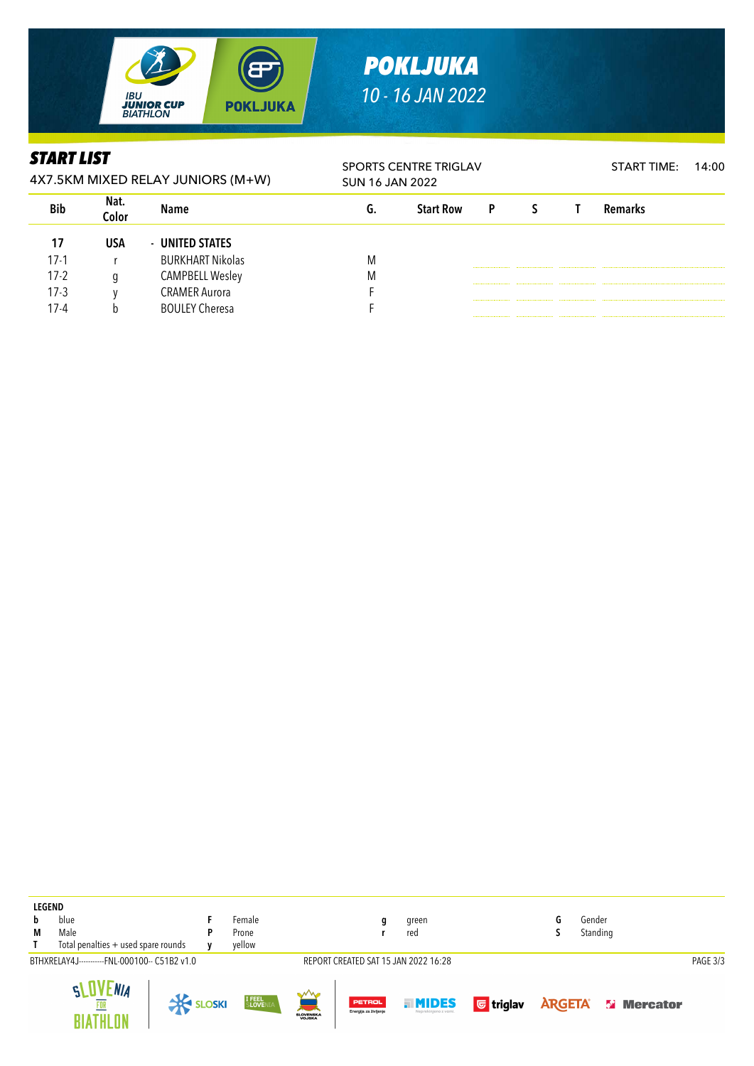# POKLJUKA

10 - 16 JAN 2022

## START LIST

4X7.5KM MIXED RELAY JUNIORS (M+W)

SPORTS CENTRE TRIGLAV
SUN 16 JAN 2022

START TIME: 14:00

| Bib | Nat. Color | Name | G. | Start Row | P | S | T | Remarks |
|---|---|---|---|---|---|---|---|---|
| **17** | **USA** | **- UNITED STATES** | | | | | | |
| 17-1 | r | BURKHART Nikolas | M | | | | | |
| 17-2 | g | CAMPBELL Wesley | M | | | | | |
| 17-3 | y | CRAMER Aurora | F | | | | | |
| 17-4 | b | BOULEY Cheresa | F | | | | | |

**LEGEND**

| | | | | | | | |
|---|---|---|---|---|---|---|---|
| **b** | blue | **F** | Female | **g** | green | **G** | Gender |
| **M** | Male | **P** | Prone | **r** | red | **S** | Standing |
| **T** | Total penalties + used spare rounds | **y** | yellow | | | | |

BTHXRELAY4J-----------FNL-000100-- C51B2 v1.0

REPORT CREATED SAT 15 JAN 2022 16:28